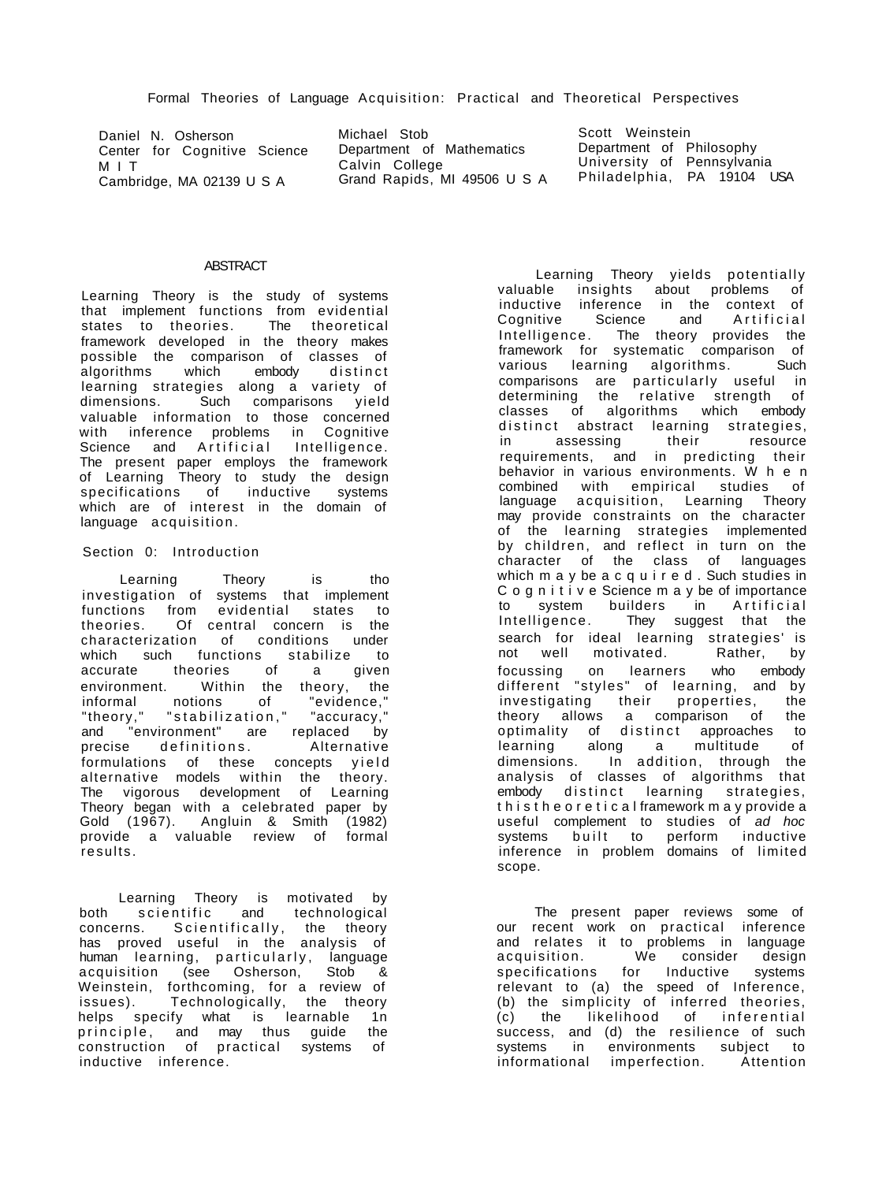# Formal Theories of Language Acquisition: Practical and Theoretical Perspectives

Daniel N. Osherson
Center for Cognitive Science
M I T
Cambridge, MA 02139 U S A

Michael Stob
Department of Mathematics
Calvin College
Grand Rapids, MI 49506 U S A

Scott Weinstein
Department of Philosophy
University of Pennsylvania
Philadelphia, PA 19104 USA

## ABSTRACT

Learning Theory is the study of systems that implement functions from evidential states to theories. The theoretical framework developed in the theory makes possible the comparison of classes of algorithms which embody distinct learning strategies along a variety of dimensions. Such comparisons yield valuable information to those concerned with inference problems in Cognitive Science and Artificial Intelligence. The present paper employs the framework of Learning Theory to study the design specifications of inductive systems which are of interest in the domain of language acquisition.

## Section 0: Introduction

Learning Theory is tho investigation of systems that implement functions from evidential states to theories. Of central concern is the characterization of conditions under which such functions stabilize to accurate theories of a given environment. Within the theory, the informal notions of "evidence," "theory," "stabilization," "accuracy," and "environment" are replaced by precise definitions. Alternative formulations of these concepts yield alternative models within the theory. The vigorous development of Learning Theory began with a celebrated paper by Gold (1967). Angluin & Smith (1982) provide a valuable review of formal results.

Learning Theory is motivated by both scientific and technological concerns. Scientifically, the theory has proved useful in the analysis of human learning, particularly, language acquisition (see Osherson, Stob & Weinstein, forthcoming, for a review of issues). Technologically, the theory helps specify what is learnable 1n principle, and may thus guide the construction of practical systems of inductive inference.

Learning Theory yields potentially valuable insights about problems of inductive inference in the context of Cognitive Science and Artificial Intelligence. The theory provides the framework for systematic comparison of various learning algorithms. Such comparisons are particularly useful in determining the relative strength of classes of algorithms which embody distinct abstract learning strategies, in assessing their resource requirements, and in predicting their behavior in various environments. When combined with empirical studies of language acquisition, Learning Theory may provide constraints on the character of the learning strategies implemented by children, and reflect in turn on the character of the class of languages which may be acquired. Such studies in Cognitive Science may be of importance to system builders in Artificial Intelligence. They suggest that the search for ideal learning strategies' is not well motivated. Rather, by focussing on learners who embody different "styles" of learning, and by investigating their properties, the theory allows a comparison of the optimality of distinct approaches to learning along a multitude of dimensions. In addition, through the analysis of classes of algorithms that embody distinct learning strategies, this theoretical framework may provide a useful complement to studies of *ad hoc* systems built to perform inductive inference in problem domains of limited scope.

The present paper reviews some of our recent work on practical inference and relates it to problems in language acquisition. We consider design specifications for Inductive systems relevant to (a) the speed of Inference, (b) the simplicity of inferred theories, (c) the likelihood of inferential success, and (d) the resilience of such systems in environments subject to informational imperfection. Attention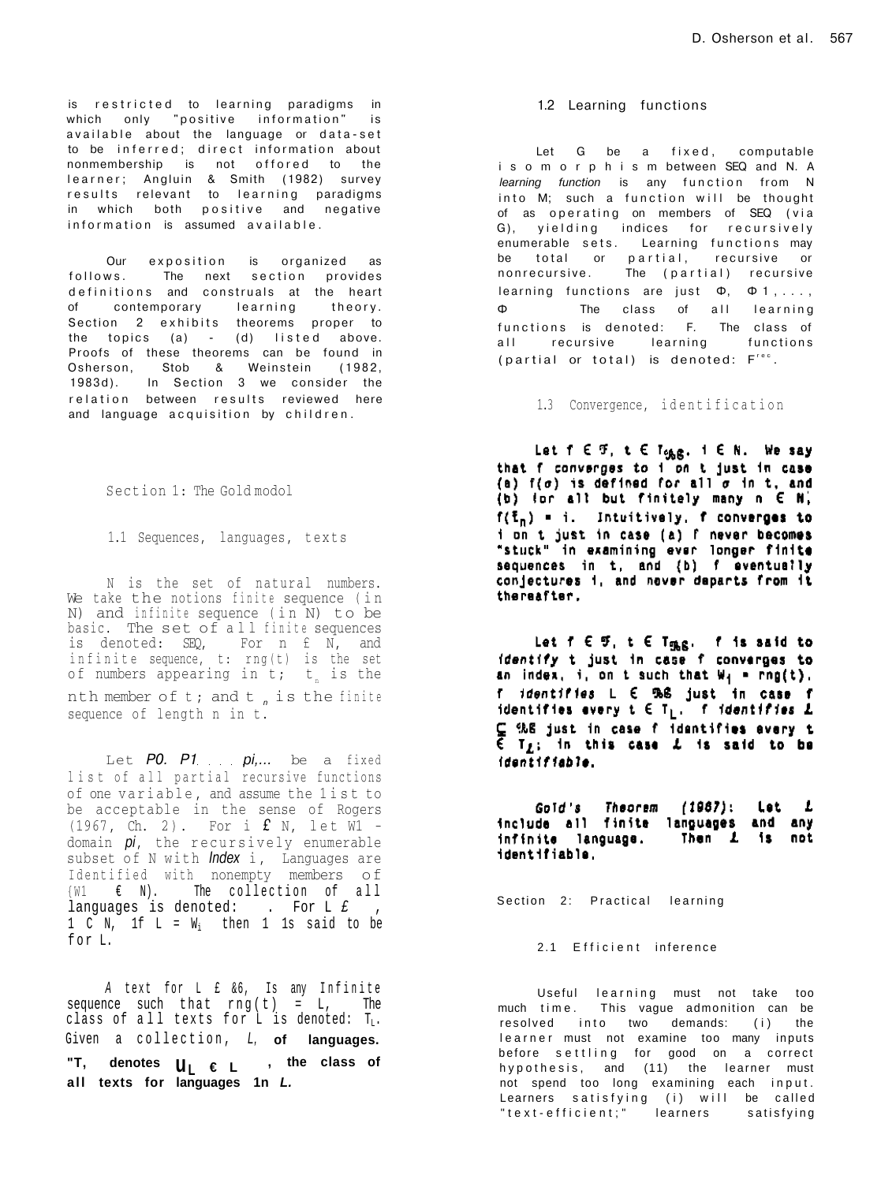is restricted to learning paradigms in which only "positive information" is available about the language or data-set to be inferred; direct information about nonmembership is not offored to the learner; Angluin & Smith (1982) survey results relevant to learning paradigms in which both positive and negative information is assumed available.

Our exposition is organized as follows. The next section provides definitions and construals at the heart of contemporary learning theory. Section 2 exhibits theorems proper to the topics (a) - (d) listed above. Proofs of these theorems can be found in Osherson, Stob & Weinstein (1982, 1983d). In Section 3 we consider the relation between results reviewed here and language acquisition by children.

## Section 1: The Gold modol

### 1.1 Sequences, languages, texts

N is the set of natural numbers. We take the notions finite sequence (in N) and infinite sequence (in N) to be basic. The set of all finite sequences is denoted: SEQ, For $n \in N$, and infinite sequence, t: rng(t) is the set of numbers appearing in t; $t_n$ is the nth member of t; and $\bar{t}_n$ is the finite sequence of length n in t.

Let $P0$. $P1$. . . $pi$,... be a fixed list of all partial recursive functions of one variable, and assume the list to be acceptable in the sense of Rogers (1967, Ch. 2). For $i \in N$, let $W_i$ - domain $pi$, the recursively enumerable subset of N with *Index* i, Languages are Identified with nonempty members of $\{W_i \in N\}$. The collection of all languages is denoted: . For $L \in$ , $i \in N$, if $L = W_i$ then i is said to be for L.

A text for $L \in$ &6, Is any Infinite sequence such that rng(t) = L, The class of all texts for L is denoted: $T_L$. Given a collection, $L$, of languages. "$T_L$ denotes $\bigcup_{L \in L}$, the class of all texts for languages in $L$.

### 1.2 Learning functions

Let G be a fixed, computable isomorphism between SEQ and N. A *learning function* is any function from N into M; such a function will be thought of as operating on members of SEQ (via G), yielding indices for recursively enumerable sets. Learning functions may be total or partial, recursive or nonrecursive. The (partial) recursive learning functions are just $\Phi$, $\Phi 1, \ldots$, $\Phi$ The class of all learning functions is denoted: F. The class of all recursive learning functions (partial or total) is denoted: $F^{rec}$.

### 1.3 Convergence, identification

**Let $f \in \mathcal{F}$, $t \in T_{\mathcal{RE}}$, $i \in N$. We say that f *converges to* i *on* t just in case (a) $f(\sigma)$ is defined for all $\sigma$ in t, and (b) for all but finitely many $n \in N$, $f(\bar{t}_n) = i$. Intuitively, f converges to i on t just in case (a) f never becomes "stuck" in examining ever longer finite sequences in t, and (b) f eventually conjectures i, and never departs from it thereafter.**

**Let $f \in \mathcal{F}$, $t \in T_{\mathcal{RE}}$. f is said to *identify* t just in case f converges to an index, i, on t such that $W_i$ = rng(t). f *identifies* $L \in \mathcal{RE}$ just in case f identifies every $t \in T_L$. f *identifies* $\mathcal{L} \subseteq \mathcal{RE}$ just in case f identifies every $t \in T_{\mathcal{L}}$; in this case $\mathcal{L}$ is said to be *identifiable*.**

***Gold's Theorem (1967)*: Let $\mathcal{L}$ include all finite languages and any infinite language. Then $\mathcal{L}$ is not identifiable.**

## Section 2: Practical learning

### 2.1 Efficient inference

Useful learning must not take too much time. This vague admonition can be resolved into two demands: (i) the learner must not examine too many inputs before settling for good on a correct hypothesis, and (11) the learner must not spend too long examining each input. Learners satisfying (i) will be called "text-efficient;" learners satisfying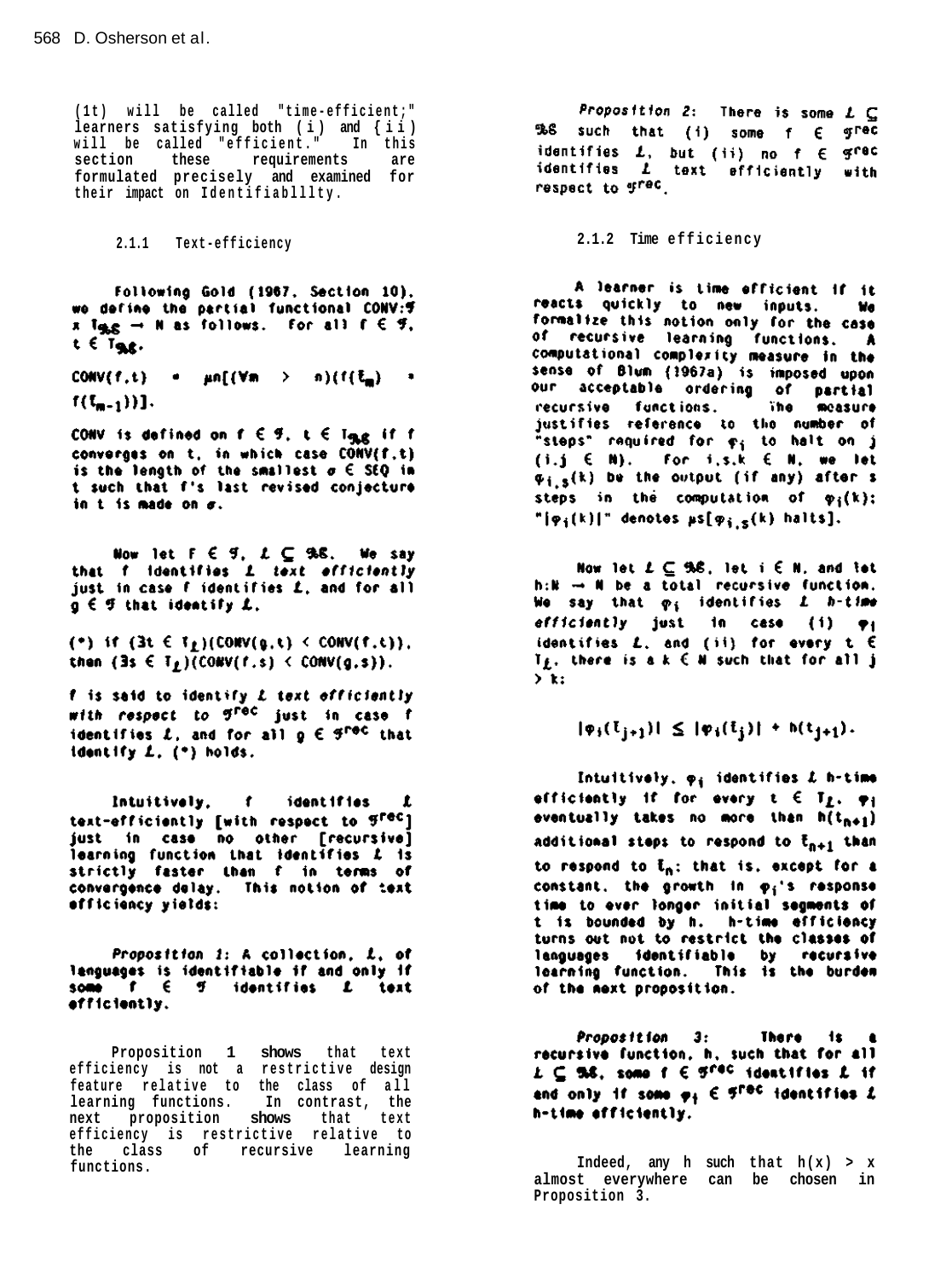(1t) will be called "time-efficient;" learners satisfying both (i) and (ii) will be called "efficient." In this section these requirements are formulated precisely and examined for their impact on Identifiablllty.

### 2.1.1 Text-efficiency

Following Gold (1967, Section 10), we define the partial functional CONV: $\mathcal{F} \times T_{\mathcal{RE}} \to N$ as follows. For all $f \in \mathcal{F}$, $t \in T_{\mathcal{RE}}$.

$$\text{CONV}(f,t) = \mu n[(\forall m > n)(f(\bar{t}_m) = f(\bar{t}_{m-1}))].$$

CONV is defined on $f \in \mathcal{F}$, $t \in T_{\mathcal{RE}}$ if f converges on t, in which case CONV(f,t) is the length of the smallest $\sigma \in$ SEQ in t such that f's last revised conjecture in t is made on $\sigma$.

Now let $F \in \mathcal{F}$, $\mathcal{L} \subseteq \mathcal{RE}$. We say that f identifies $\mathcal{L}$ *text efficiently* just in case f identifies $\mathcal{L}$, and for all $g \in \mathcal{F}$ that identify $\mathcal{L}$,

(*) if $(\exists t \in T_{\mathcal{L}})(\text{CONV}(g,t) < \text{CONV}(f,t))$, then $(\exists s \in T_{\mathcal{L}})(\text{CONV}(f,s) < \text{CONV}(g,s))$.

f is said to identify $\mathcal{L}$ *text efficiently with respect to* $\mathcal{F}^{rec}$ just in case f identifies $\mathcal{L}$, and for all $g \in \mathcal{F}^{rec}$ that identify $\mathcal{L}$, (*) holds.

Intuitively, f identifies $\mathcal{L}$ text-efficiently [with respect to $\mathcal{F}^{rec}$] just in case no other [recursive] learning function that identifies $\mathcal{L}$ is strictly faster than f in terms of convergence delay. This notion of text efficiency yields:

*Proposition 1*: A collection, $\mathcal{L}$, of languages is identifiable if and only if some $f \in \mathcal{F}$ identifies $\mathcal{L}$ text efficiently.

Proposition 1 shows that text efficiency is not a restrictive design feature relative to the class of all learning functions. In contrast, the next proposition shows that text efficiency is restrictive relative to the class of recursive learning functions.

*Proposition 2*: There is some $\mathcal{L} \subseteq \mathcal{RE}$ such that (i) some $f \in \mathcal{F}^{rec}$ identifies $\mathcal{L}$, but (ii) no $f \in \mathcal{F}^{rec}$ identifies $\mathcal{L}$ text efficiently with respect to $\mathcal{F}^{rec}$.

### 2.1.2 Time efficiency

A learner is time efficient if it reacts quickly to new inputs. We formalize this notion only for the case of recursive learning functions. A computational complexity measure in the sense of Blum (1967a) is imposed upon our acceptable ordering of partial recursive functions. The measure justifies reference to the number of "steps" required for $\varphi_i$ to halt on j ($i,j \in N$). For $i,s,k \in N$, we let $\varphi_{i,s}(k)$ be the output (if any) after s steps in the computation of $\varphi_i(k)$: "$|\varphi_i(k)|$" denotes $\mu s[\varphi_{i,s}(k)$ halts].

Now let $\mathcal{L} \subseteq \mathcal{RE}$, let $i \in N$, and let $h: N \to N$ be a total recursive function. We say that $\varphi_i$ identifies $\mathcal{L}$ *h-time efficiently* just in case (i) $\varphi_i$ identifies $\mathcal{L}$, and (ii) for every $t \in T_{\mathcal{L}}$, there is a $k \in N$ such that for all $j > k$:

$$|\varphi_i(\bar{t}_{j+1})| \leq |\varphi_i(\bar{t}_j)| + h(t_{j+1}).$$

Intuitively, $\varphi_i$ identifies $\mathcal{L}$ h-time efficiently if for every $t \in T_{\mathcal{L}}$, $\varphi_i$ eventually takes no more than $h(t_{n+1})$ additional steps to respond to $\bar{t}_{n+1}$ than to respond to $\bar{t}_n$: that is, except for a constant, the growth in $\varphi_i$'s response time to ever longer initial segments of t is bounded by h. h-time efficiency turns out not to restrict the classes of languages identifiable by recursive learning function. This is the burden of the next proposition.

*Proposition 3*: There is a recursive function, h, such that for all $\mathcal{L} \subseteq \mathcal{RE}$, some $f \in \mathcal{F}^{rec}$ identifies $\mathcal{L}$ if and only if some $\varphi_i \in \mathcal{F}^{rec}$ identifies $\mathcal{L}$ h-time efficiently.

Indeed, any h such that $h(x) > x$ almost everywhere can be chosen in Proposition 3.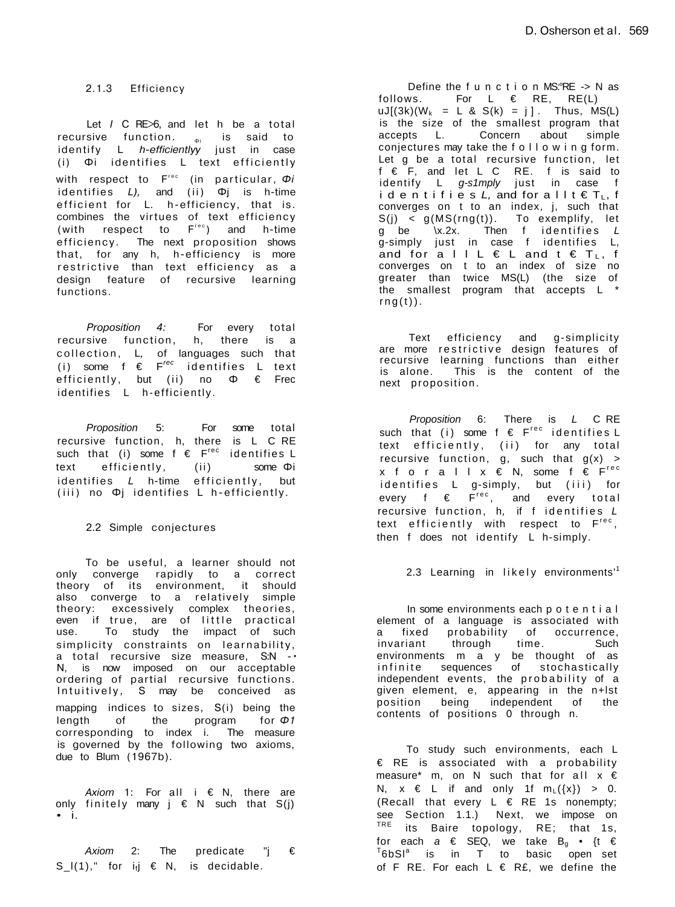### 2.1.3 Efficiency

Let $\mathcal{L} \subseteq RE_{fin}$, and let h be a total recursive function. $\varphi_i$ is said to identify $\mathcal{L}$ *h-efficiently* just in case (i) $\varphi_i$ identifies $\mathcal{L}$ text efficiently with respect to $F^{rec}$ (in particular, $\varphi_i$ identifies $\mathcal{L}$), and (ii) $\varphi_i$ is h-time efficient for $\mathcal{L}$. h-efficiency, that is, combines the virtues of text efficiency (with respect to $F^{rec}$) and h-time efficiency. The next proposition shows that, for any h, h-efficiency is more restrictive than text efficiency as a design feature of recursive learning functions.

*Proposition 4:* For every total recursive function, h, there is a collection, $\mathcal{L}$, of languages such that (i) some $f \in F^{rec}$ identifies $\mathcal{L}$ text efficiently, but (ii) no $\varphi \in F^{rec}$ identifies $\mathcal{L}$ h-efficiently.

*Proposition 5:* For some total recursive function, h, there is $\mathcal{L} \subseteq RE$ such that (i) some $f \in F^{rec}$ identifies $\mathcal{L}$ text efficiently, (ii) some $\varphi_i$ identifies $\mathcal{L}$ h-time efficiently, but (iii) no $\varphi_j$ identifies $\mathcal{L}$ h-efficiently.

## 2.2 Simple conjectures

To be useful, a learner should not only converge rapidly to a correct theory of its environment, it should also converge to a relatively simple theory: excessively complex theories, even if true, are of little practical use. To study the impact of such simplicity constraints on learnability, a total recursive size measure, $S: N \rightarrow N$, is now imposed on our acceptable ordering of partial recursive functions. Intuitively, S may be conceived as mapping indices to sizes, S(i) being the length of the program for $\varphi_i$ corresponding to index i. The measure is governed by the following two axioms, due to Blum (1967b).

*Axiom 1:* For all $i \in N$, there are only finitely many $j \in N$ such that $S(j) = i$.

*Axiom 2:* The predicate "$j \in S^{-1}(i)$," for $i, j \in N$, is decidable.

Define the function $MS: RE \rightarrow N$ as follows. For $L \in RE$, $MS(L) = \mu j[(\exists k)(W_k = L \;\&\; S(k) = j)]$. Thus, MS(L) is the size of the smallest program that accepts L. Concern about simple conjectures may take the following form. Let g be a total recursive function, let $f \in F$, and let $\mathcal{L} \subseteq RE$. f is said to identify $\mathcal{L}$ *g-simply* just in case f identifies $\mathcal{L}$, and for all $t \in T_L$, f converges on t to an index, j, such that $S(j) \leq g(MS(rng(t)))$. To exemplify, let g be $\lambda x.2x$. Then f identifies $\mathcal{L}$ g-simply just in case f identifies $\mathcal{L}$, and for all $L \in \mathcal{L}$ and $t \in T_L$, f converges on t to an index of size no greater than twice MS(L) (the size of the smallest program that accepts L = rng(t)).

Text efficiency and g-simplicity are more restrictive design features of recursive learning functions than either is alone. This is the content of the next proposition.

*Proposition 6:* There is $\mathcal{L} \subseteq RE$ such that (i) some $f \in F^{rec}$ identifies $\mathcal{L}$ text efficiently, (ii) for any total recursive function, g, such that $g(x) > x$ for all $x \in N$, some $f \in F^{rec}$ identifies $\mathcal{L}$ g-simply, but (iii) for every $f \in F^{rec}$, and every total recursive function, h, if f identifies $\mathcal{L}$ text efficiently with respect to $F^{rec}$, then f does not identify $\mathcal{L}$ h-simply.

## 2.3 Learning in likely environments[1]

In some environments each potential element of a language is associated with a fixed probability of occurrence, invariant through time. Such environments may be thought of as infinite sequences of stochastically independent events, the probability of a given element, e, appearing in the n+1st position being independent of the contents of positions 0 through n.

To study such environments, each $L \in RE$ is associated with a probability measure, $m_L$ on N such that for all $x \in N$, $x \in L$ if and only if $m_L(\{x\}) > 0$. (Recall that every $L \in RE$ is nonempty; see Section 1.1.) Next, we impose on $T_{RE}$ its Baire topology, RE; that is, for each $\sigma \in SEQ$, we take $B_\sigma = \{t \in T_{RE} \mid \sigma$ is in $t\}$ to basic open set of $T_{RE}$. For each $L \in RE$, we define the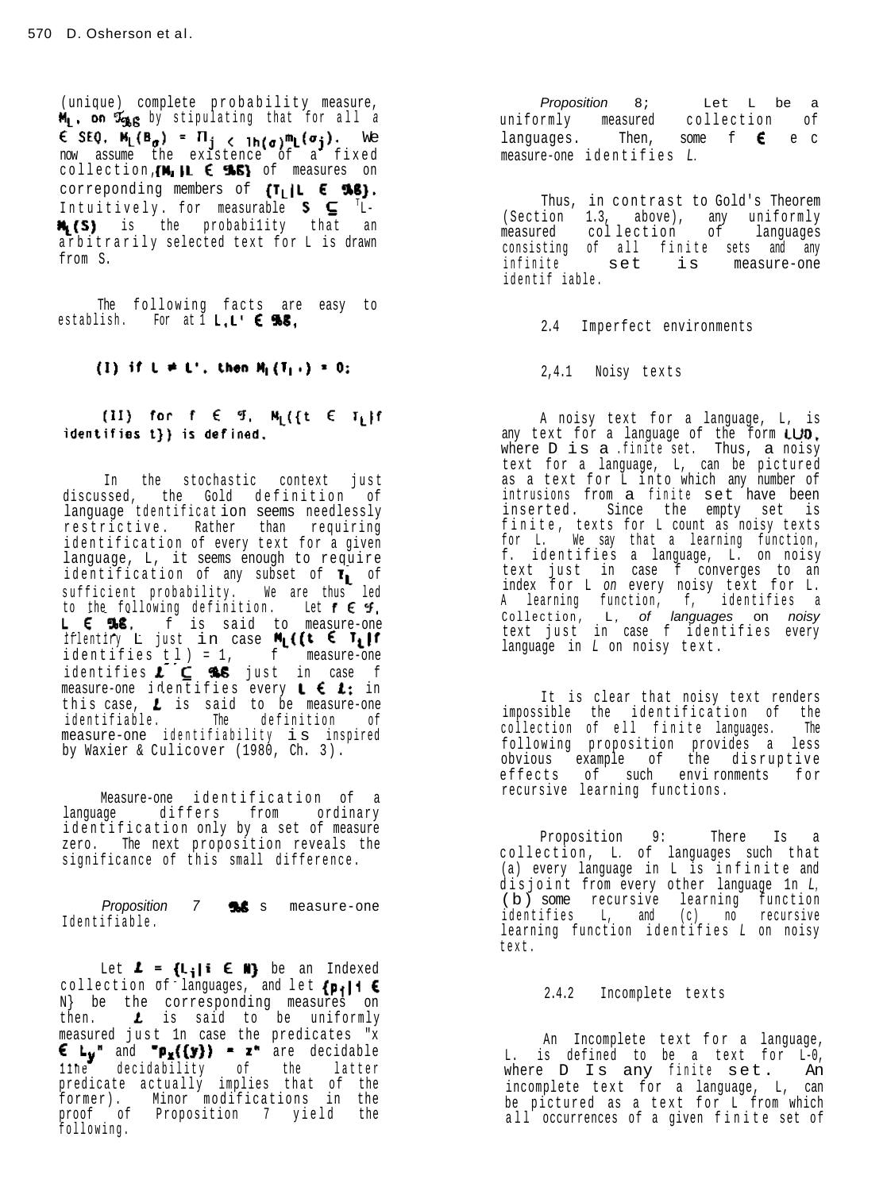(unique) complete probability measure, $M_L$, on $\mathcal{T}_{\mathcal{LE}}$ by stipulating that for all $\sigma \in SEQ$, $M_L(B_\sigma) = \Pi_{j < lh(\sigma)} m_L(\sigma_j)$. We now assume the existence of a fixed collection $\{M_L | L \in \mathcal{LE}\}$ of measures on correponding members of $\{T_L | L \in \mathcal{LE}\}$. Intuitively, for measurable $S \subseteq T_L$, $M_L(S)$ is the probability that an arbitrarily selected text for L is drawn from S.

The following facts are easy to establish. For all $L, L' \in \mathcal{LE}$,

(I) if $L \neq L'$, then $M_L(T_{L'}) = 0$;

(II) for $f \in \mathcal{F}$, $M_L(\{t \in T_L | f$ identifies $t\})$ is defined.

In the stochastic context just discussed, the Gold definition of language identification seems needlessly restrictive. Rather than requiring identification of every text for a given language, L, it seems enough to require identification of any subset of $T_L$ of sufficient probability. We are thus led to the following definition. Let $f \in \mathcal{F}$, $L \in \mathcal{LE}$. f is said to measure-one identify L just in case $M_L(\{t \in T_L | f$ identifies $t\}) = 1$. f measure-one identifies $\mathcal{L} \subseteq \mathcal{LE}$ just in case f measure-one identifies every $L \in \mathcal{L}$; in this case, $\mathcal{L}$ is said to be measure-one identifiable. The definition of measure-one identifiability is inspired by Waxier & Culicover (1980, Ch. 3).

Measure-one identification of a language differs from ordinary identification only by a set of measure zero. The next proposition reveals the significance of this small difference.

*Proposition 7* $\mathcal{LE}$ is measure-one identifiable.

Let $\mathcal{L} = \{L_i | i \in N\}$ be an indexed collection of languages, and let $\{p_i | i \in N\}$ be the corresponding measures on then. $\mathcal{L}$ is said to be uniformly measured just in case the predicates "$x \in L_y$" and "$p_x(\{y\}) = z$" are decidable (the decidability of the latter predicate actually implies that of the former). Minor modifications in the proof of Proposition 7 yield the following.

*Proposition 8;* Let L be a uniformly measured collection of languages. Then, some $f \in \mathcal{F}^{rec}$ measure-one identifies *L*.

Thus, in contrast to Gold's Theorem (Section 1.3, above), any uniformly measured collection of languages consisting of all finite sets and any infinite set is measure-one identifiable.

### 2.4 Imperfect environments

#### 2.4.1 Noisy texts

A noisy text for a language, L, is any text for a language of the form $L \cup D$, where D is a finite set. Thus, a noisy text for a language, L, can be pictured as a text for L into which any number of intrusions from a finite set have been inserted. Since the empty set is finite, texts for L count as noisy texts for L. We say that a learning function, f, identifies a language, L, on noisy text just in case f converges to an index for L *on* every noisy text for L. A learning function, f, identifies a collection, L, *of languages* on *noisy* text just in case f identifies every language in *L* on noisy text.

It is clear that noisy text renders impossible the identification of the collection of all finite languages. The following proposition provides a less obvious example of the disruptive effects of such environments for recursive learning functions.

Proposition 9: There is a collection, L, of languages such that (a) every language in L is infinite and disjoint from every other language in *L*, (b) some recursive learning function identifies L, and (c) no recursive learning function identifies *L* on noisy text.

#### 2.4.2 Incomplete texts

An incomplete text for a language, L, is defined to be a text for $L - D$, where D is any finite set. An incomplete text for a language, L, can be pictured as a text for L from which all occurrences of a given finite set of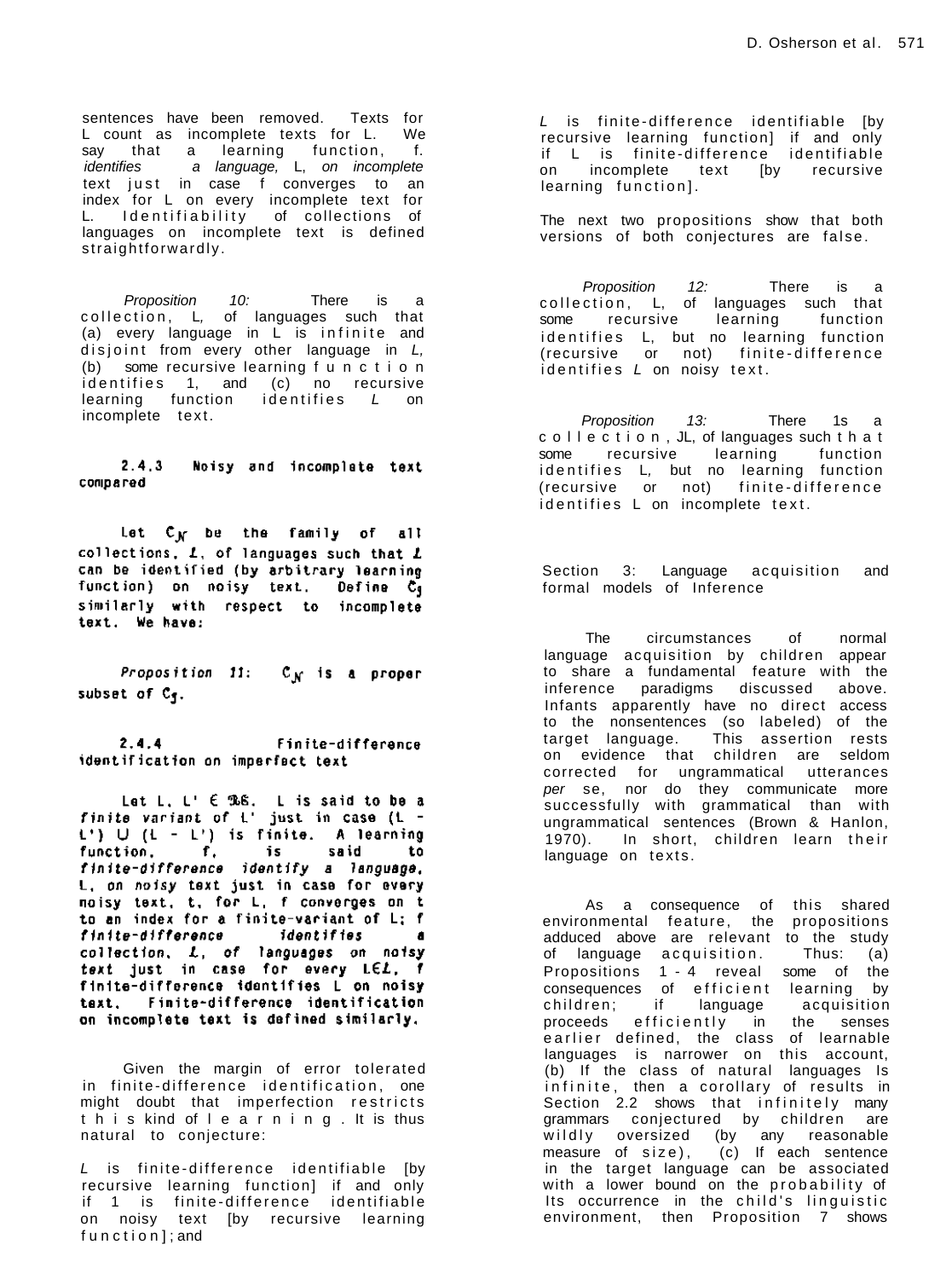sentences have been removed. Texts for L count as incomplete texts for L. We say that a learning function, f. *identifies a language,* L, *on incomplete* text just in case f converges to an index for L on every incomplete text for L. Identifiability of collections of languages on incomplete text is defined straightforwardly.

*Proposition 10:* There is a collection, L, of languages such that (a) every language in L is infinite and disjoint from every other language in *L,* (b) some recursive learning function identifies 1, and (c) no recursive learning function identifies *L* on incomplete text.

### 2.4.3 Noisy and incomplete text compared

Let $\mathcal{C}_{\mathcal{N}}$ be the family of all collections, $\mathcal{L}$, of languages such that $\mathcal{L}$ can be identified (by arbitrary learning function) on noisy text. Define $\mathcal{C}_{\mathcal{I}}$ similarly with respect to incomplete text. We have:

*Proposition 11:* $\mathcal{C}_{\mathcal{N}}$ is a proper subset of $\mathcal{C}_{\mathcal{I}}$.

### 2.4.4 Finite-difference identification on imperfect text

Let L, L' $\in$ RE. L is said to be a *finite variant* of L' just in case (L − L') $\cup$ (L − L') is finite. A learning function, f, is said to *finite-difference identify a language,* L, *on noisy* text just in case for every noisy text, t, for L, f converges on t to an index for a finite-variant of L; f *finite-difference identifies* a collection, $\mathcal{L}$, *of languages on noisy text* just in case for every L$\in\mathcal{L}$, f finite-difference identifies L on noisy text. Finite-difference identification on incomplete text is defined similarly.

Given the margin of error tolerated in finite-difference identification, one might doubt that imperfection restricts this kind of learning. It is thus natural to conjecture:

*L* is finite-difference identifiable [by recursive learning function] if and only if 1 is finite-difference identifiable on noisy text [by recursive learning function]; and

*L* is finite-difference identifiable [by recursive learning function] if and only if L is finite-difference identifiable on incomplete text [by recursive learning function].

The next two propositions show that both versions of both conjectures are false.

*Proposition 12:* There is a collection, L, of languages such that some recursive learning function identifies L, but no learning function (recursive or not) finite-difference identifies *L* on noisy text.

*Proposition 13:* There 1s a collection, JL, of languages such that some recursive learning function identifies L, but no learning function (recursive or not) finite-difference identifies L on incomplete text.

## Section 3: Language acquisition and formal models of Inference

The circumstances of normal language acquisition by children appear to share a fundamental feature with the inference paradigms discussed above. Infants apparently have no direct access to the nonsentences (so labeled) of the target language. This assertion rests on evidence that children are seldom corrected for ungrammatical utterances *per* se, nor do they communicate more successfully with grammatical than with ungrammatical sentences (Brown & Hanlon, 1970). In short, children learn their language on texts.

As a consequence of this shared environmental feature, the propositions adduced above are relevant to the study of language acquisition. Thus: (a) Propositions 1 - 4 reveal some of the consequences of efficient learning by children; if language acquisition proceeds efficiently in the senses earlier defined, the class of learnable languages is narrower on this account, (b) If the class of natural languages Is infinite, then a corollary of results in Section 2.2 shows that infinitely many grammars conjectured by children are wildly oversized (by any reasonable measure of size), (c) If each sentence in the target language can be associated with a lower bound on the probability of Its occurrence in the child's linguistic environment, then Proposition 7 shows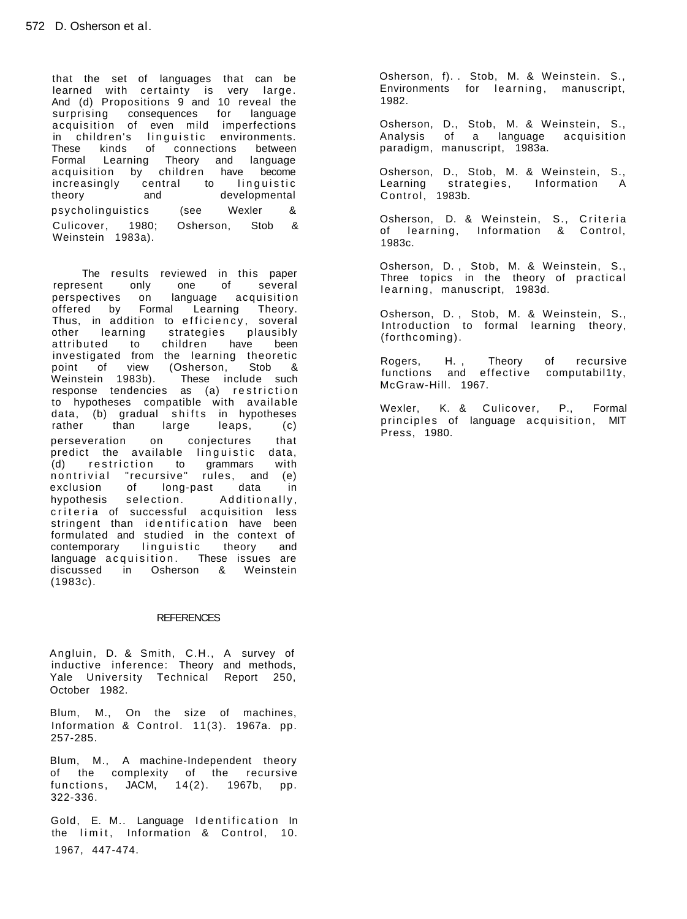that the set of languages that can be learned with certainty is very large. And (d) Propositions 9 and 10 reveal the surprising consequences for language acquisition of even mild imperfections in children's linguistic environments. These kinds of connections between Formal Learning Theory and language acquisition by children have become increasingly central to linguistic theory and developmental psycholinguistics (see Wexler & Culicover, 1980; Osherson, Stob & Weinstein 1983a).

The results reviewed in this paper represent only one of several perspectives on language acquisition offered by Formal Learning Theory. Thus, in addition to efficiency, soveral other learning strategies plausibly attributed to children have been investigated from the learning theoretic point of view (Osherson, Stob & Weinstein 1983b). These include such response tendencies as (a) restriction to hypotheses compatible with available data, (b) gradual shifts in hypotheses rather than large leaps, (c) perseveration on conjectures that predict the available linguistic data, (d) restriction to grammars with nontrivial "recursive" rules, and (e) exclusion of long-past data in hypothesis selection. Additionally, criteria of successful acquisition less stringent than identification have been formulated and studied in the context of contemporary linguistic theory and language acquisition. These issues are discussed in Osherson & Weinstein (1983c).

## REFERENCES

Angluin, D. & Smith, C.H., A survey of inductive inference: Theory and methods, Yale University Technical Report 250, October 1982.

Blum, M., On the size of machines, Information & Control. 11(3). 1967a. pp. 257-285.

Blum, M., A machine-Independent theory of the complexity of the recursive functions, JACM, 14(2). 1967b, pp. 322-336.

Gold, E. M.. Language Identification In the limit, Information & Control, 10. 1967, 447-474.

Osherson, f). . Stob, M. & Weinstein. S., Environments for learning, manuscript, 1982.

Osherson, D., Stob, M. & Weinstein, S., Analysis of a language acquisition paradigm, manuscript, 1983a.

Osherson, D., Stob, M. & Weinstein, S., Learning strategies, Information A Control, 1983b.

Osherson, D. & Weinstein, S., Criteria of learning, Information & Control, 1983c.

Osherson, D. , Stob, M. & Weinstein, S., Three topics in the theory of practical learning, manuscript, 1983d.

Osherson, D. , Stob, M. & Weinstein, S., Introduction to formal learning theory, (forthcoming).

Rogers, H. , Theory of recursive functions and effective computabil1ty, McGraw-Hill. 1967.

Wexler, K. & Culicover, P., Formal principles of language acquisition, MIT Press, 1980.